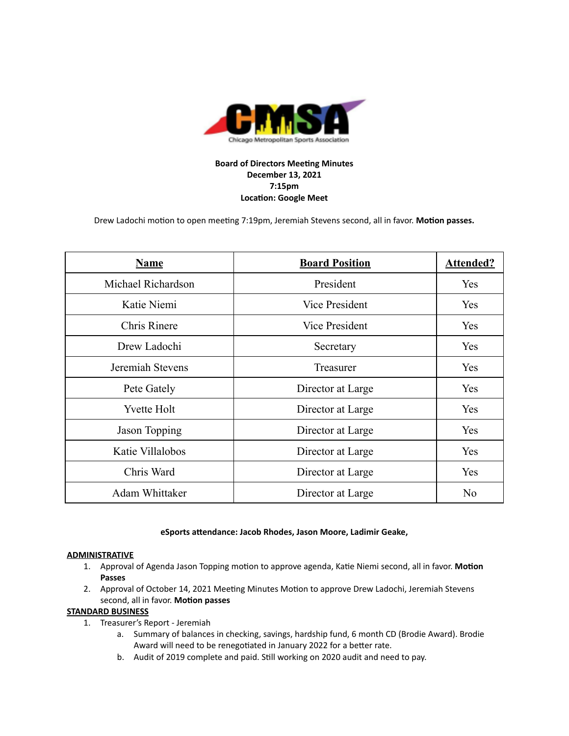**Board of Directors Meeting Minutes**
**December 13, 2021**
**7:15pm**
**Location: Google Meet**

Drew Ladochi motion to open meeting 7:19pm, Jeremiah Stevens second, all in favor. **Motion passes.**

| Name | Board Position | Attended? |
|---|---|---|
| Michael Richardson | President | Yes |
| Katie Niemi | Vice President | Yes |
| Chris Rinere | Vice President | Yes |
| Drew Ladochi | Secretary | Yes |
| Jeremiah Stevens | Treasurer | Yes |
| Pete Gately | Director at Large | Yes |
| Yvette Holt | Director at Large | Yes |
| Jason Topping | Director at Large | Yes |
| Katie Villalobos | Director at Large | Yes |
| Chris Ward | Director at Large | Yes |
| Adam Whittaker | Director at Large | No |

**eSports attendance: Jacob Rhodes, Jason Moore, Ladimir Geake,**

**ADMINISTRATIVE**

1. Approval of Agenda Jason Topping motion to approve agenda, Katie Niemi second, all in favor. **Motion Passes**
2. Approval of October 14, 2021 Meeting Minutes Motion to approve Drew Ladochi, Jeremiah Stevens second, all in favor. **Motion passes**

**STANDARD BUSINESS**

1. Treasurer's Report - Jeremiah
   a. Summary of balances in checking, savings, hardship fund, 6 month CD (Brodie Award). Brodie Award will need to be renegotiated in January 2022 for a better rate.
   b. Audit of 2019 complete and paid. Still working on 2020 audit and need to pay.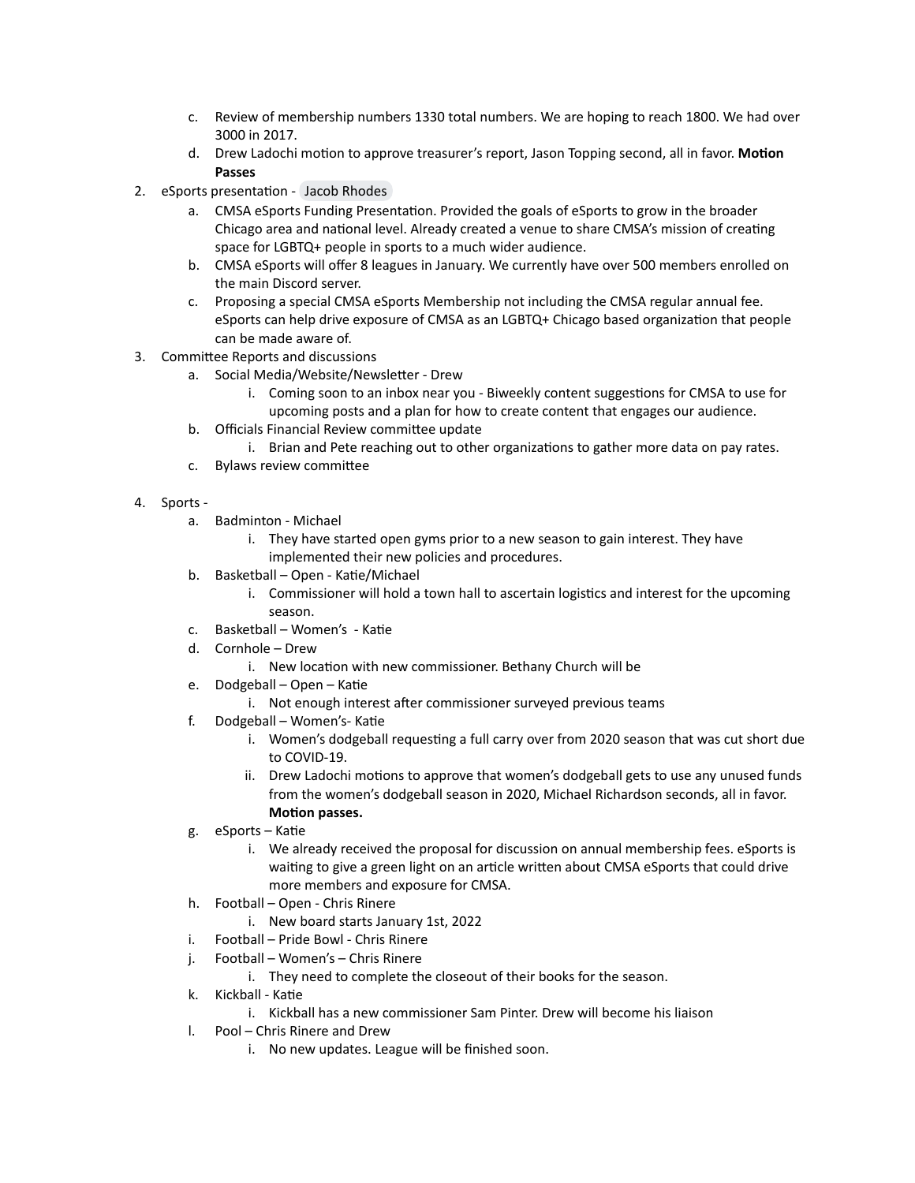c. Review of membership numbers 1330 total numbers. We are hoping to reach 1800. We had over 3000 in 2017.
   d. Drew Ladochi motion to approve treasurer's report, Jason Topping second, all in favor. **Motion Passes**

2. eSports presentation - Jacob Rhodes
   a. CMSA eSports Funding Presentation. Provided the goals of eSports to grow in the broader Chicago area and national level. Already created a venue to share CMSA's mission of creating space for LGBTQ+ people in sports to a much wider audience.
   b. CMSA eSports will offer 8 leagues in January. We currently have over 500 members enrolled on the main Discord server.
   c. Proposing a special CMSA eSports Membership not including the CMSA regular annual fee. eSports can help drive exposure of CMSA as an LGBTQ+ Chicago based organization that people can be made aware of.

3. Committee Reports and discussions
   a. Social Media/Website/Newsletter - Drew
      i. Coming soon to an inbox near you - Biweekly content suggestions for CMSA to use for upcoming posts and a plan for how to create content that engages our audience.
   b. Officials Financial Review committee update
      i. Brian and Pete reaching out to other organizations to gather more data on pay rates.
   c. Bylaws review committee

4. Sports -
   a. Badminton - Michael
      i. They have started open gyms prior to a new season to gain interest. They have implemented their new policies and procedures.
   b. Basketball – Open - Katie/Michael
      i. Commissioner will hold a town hall to ascertain logistics and interest for the upcoming season.
   c. Basketball – Women's - Katie
   d. Cornhole – Drew
      i. New location with new commissioner. Bethany Church will be
   e. Dodgeball – Open – Katie
      i. Not enough interest after commissioner surveyed previous teams
   f. Dodgeball – Women's- Katie
      i. Women's dodgeball requesting a full carry over from 2020 season that was cut short due to COVID-19.
      ii. Drew Ladochi motions to approve that women's dodgeball gets to use any unused funds from the women's dodgeball season in 2020, Michael Richardson seconds, all in favor. **Motion passes.**
   g. eSports – Katie
      i. We already received the proposal for discussion on annual membership fees. eSports is waiting to give a green light on an article written about CMSA eSports that could drive more members and exposure for CMSA.
   h. Football – Open - Chris Rinere
      i. New board starts January 1st, 2022
   i. Football – Pride Bowl - Chris Rinere
   j. Football – Women's – Chris Rinere
      i. They need to complete the closeout of their books for the season.
   k. Kickball - Katie
      i. Kickball has a new commissioner Sam Pinter. Drew will become his liaison
   l. Pool – Chris Rinere and Drew
      i. No new updates. League will be finished soon.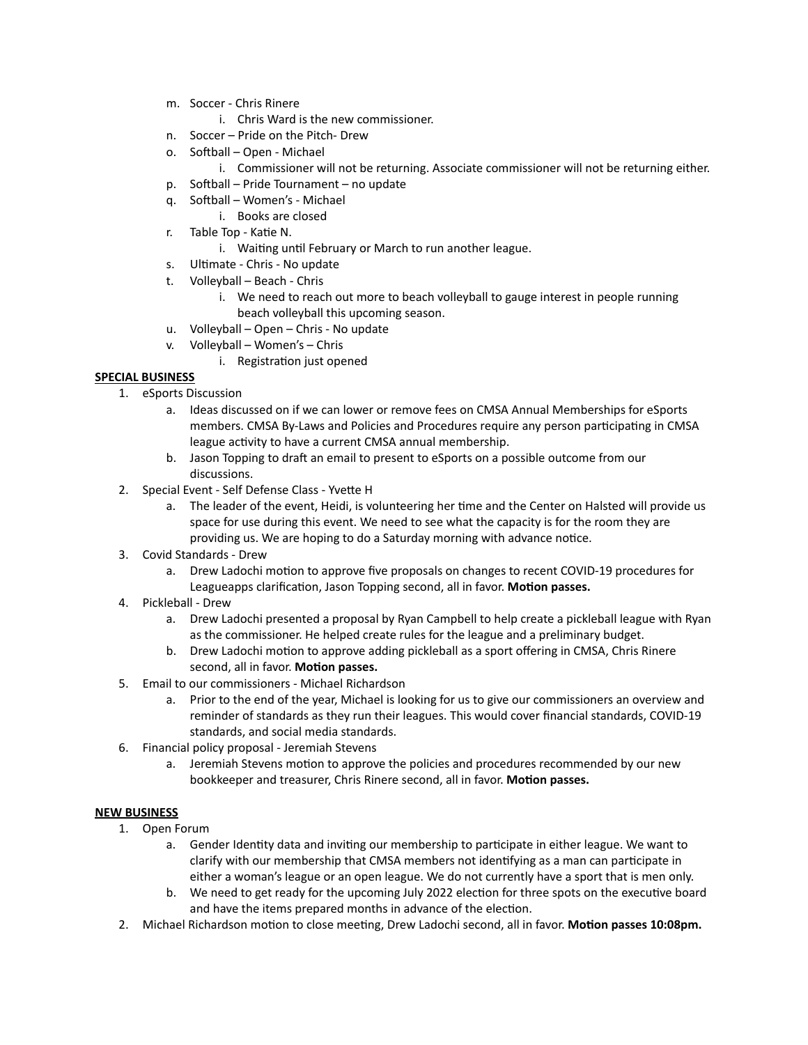m. Soccer - Chris Rinere
    i. Chris Ward is the new commissioner.
n. Soccer – Pride on the Pitch- Drew
o. Softball – Open - Michael
    i. Commissioner will not be returning. Associate commissioner will not be returning either.
p. Softball – Pride Tournament – no update
q. Softball – Women's - Michael
    i. Books are closed
r. Table Top - Katie N.
    i. Waiting until February or March to run another league.
s. Ultimate - Chris - No update
t. Volleyball – Beach - Chris
    i. We need to reach out more to beach volleyball to gauge interest in people running beach volleyball this upcoming season.
u. Volleyball – Open – Chris - No update
v. Volleyball – Women's – Chris
    i. Registration just opened

**<u>SPECIAL BUSINESS</u>**

1. eSports Discussion
    a. Ideas discussed on if we can lower or remove fees on CMSA Annual Memberships for eSports members. CMSA By-Laws and Policies and Procedures require any person participating in CMSA league activity to have a current CMSA annual membership.
    b. Jason Topping to draft an email to present to eSports on a possible outcome from our discussions.
2. Special Event - Self Defense Class - Yvette H
    a. The leader of the event, Heidi, is volunteering her time and the Center on Halsted will provide us space for use during this event. We need to see what the capacity is for the room they are providing us. We are hoping to do a Saturday morning with advance notice.
3. Covid Standards - Drew
    a. Drew Ladochi motion to approve five proposals on changes to recent COVID-19 procedures for Leagueapps clarification, Jason Topping second, all in favor. **Motion passes.**
4. Pickleball - Drew
    a. Drew Ladochi presented a proposal by Ryan Campbell to help create a pickleball league with Ryan as the commissioner. He helped create rules for the league and a preliminary budget.
    b. Drew Ladochi motion to approve adding pickleball as a sport offering in CMSA, Chris Rinere second, all in favor. **Motion passes.**
5. Email to our commissioners - Michael Richardson
    a. Prior to the end of the year, Michael is looking for us to give our commissioners an overview and reminder of standards as they run their leagues. This would cover financial standards, COVID-19 standards, and social media standards.
6. Financial policy proposal - Jeremiah Stevens
    a. Jeremiah Stevens motion to approve the policies and procedures recommended by our new bookkeeper and treasurer, Chris Rinere second, all in favor. **Motion passes.**

**<u>NEW BUSINESS</u>**

1. Open Forum
    a. Gender Identity data and inviting our membership to participate in either league. We want to clarify with our membership that CMSA members not identifying as a man can participate in either a woman's league or an open league. We do not currently have a sport that is men only.
    b. We need to get ready for the upcoming July 2022 election for three spots on the executive board and have the items prepared months in advance of the election.
2. Michael Richardson motion to close meeting, Drew Ladochi second, all in favor. **Motion passes 10:08pm.**